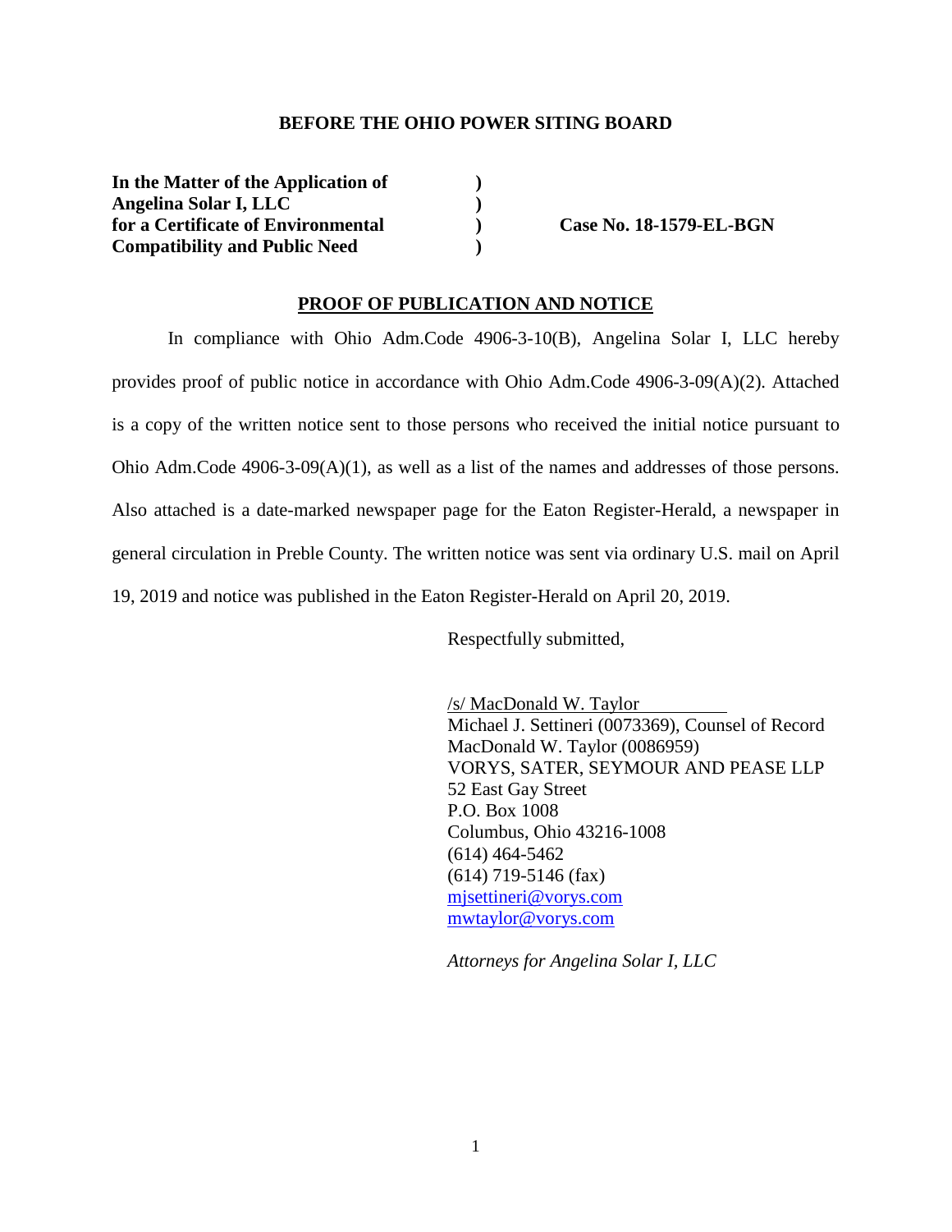**BEFORE THE OHIO POWER SITING BOARD**

| | | |
|---|---|---|
| **In the Matter of the Application of** | **)** | |
| **Angelina Solar I, LLC** | **)** | |
| **for a Certificate of Environmental** | **)** | **Case No. 18-1579-EL-BGN** |
| **Compatibility and Public Need** | **)** | |

## PROOF OF PUBLICATION AND NOTICE

In compliance with Ohio Adm.Code 4906-3-10(B), Angelina Solar I, LLC hereby provides proof of public notice in accordance with Ohio Adm.Code 4906-3-09(A)(2). Attached is a copy of the written notice sent to those persons who received the initial notice pursuant to Ohio Adm.Code 4906-3-09(A)(1), as well as a list of the names and addresses of those persons. Also attached is a date-marked newspaper page for the Eaton Register-Herald, a newspaper in general circulation in Preble County. The written notice was sent via ordinary U.S. mail on April 19, 2019 and notice was published in the Eaton Register-Herald on April 20, 2019.

Respectfully submitted,

/s/ MacDonald W. Taylor
Michael J. Settineri (0073369), Counsel of Record
MacDonald W. Taylor (0086959)
VORYS, SATER, SEYMOUR AND PEASE LLP
52 East Gay Street
P.O. Box 1008
Columbus, Ohio 43216-1008
(614) 464-5462
(614) 719-5146 (fax)
mjsettineri@vorys.com
mwtaylor@vorys.com

*Attorneys for Angelina Solar I, LLC*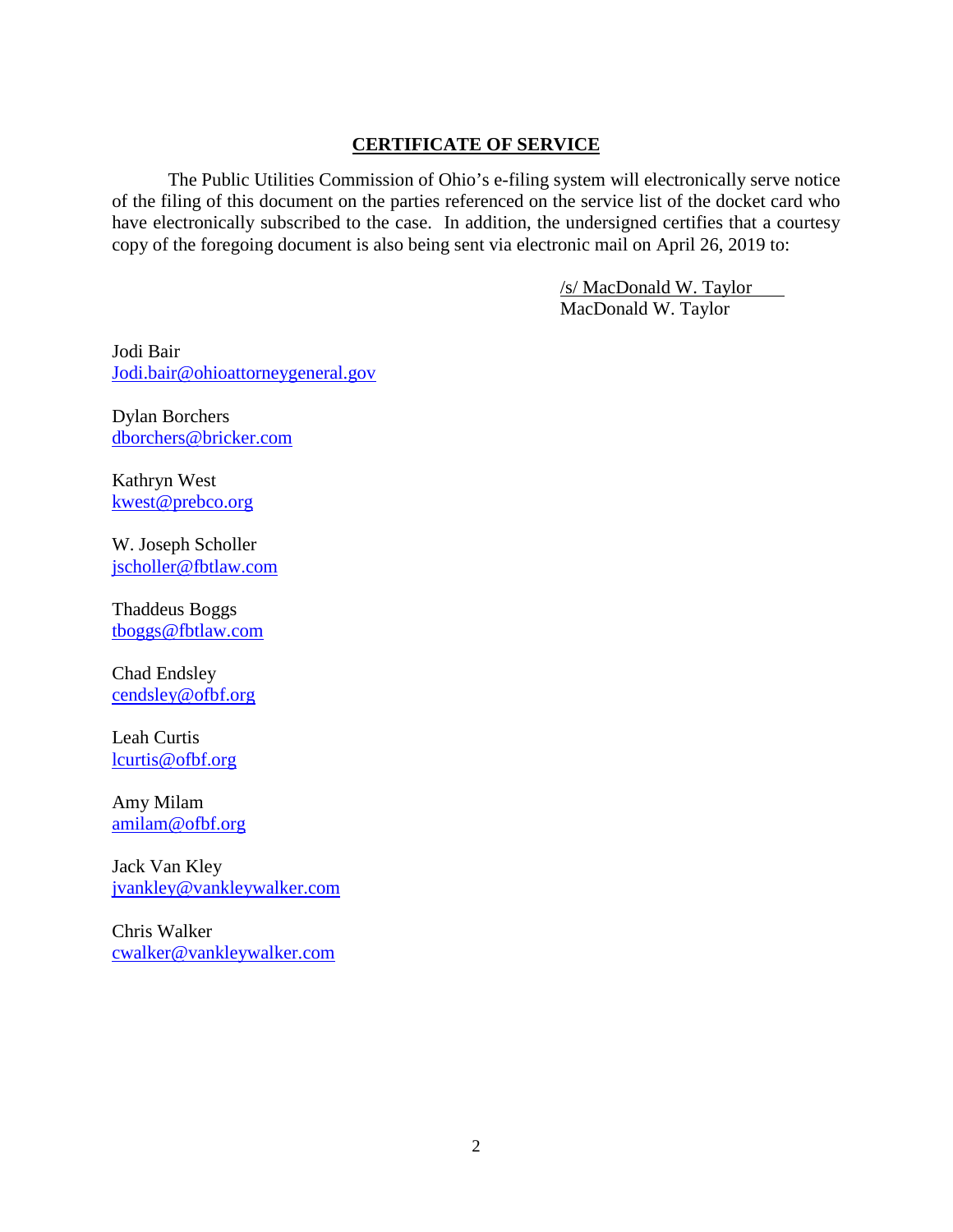## CERTIFICATE OF SERVICE

The Public Utilities Commission of Ohio's e-filing system will electronically serve notice of the filing of this document on the parties referenced on the service list of the docket card who have electronically subscribed to the case. In addition, the undersigned certifies that a courtesy copy of the foregoing document is also being sent via electronic mail on April 26, 2019 to:

/s/ MacDonald W. Taylor
MacDonald W. Taylor

Jodi Bair
Jodi.bair@ohioattorneygeneral.gov

Dylan Borchers
dborchers@bricker.com

Kathryn West
kwest@prebco.org

W. Joseph Scholler
jscholler@fbtlaw.com

Thaddeus Boggs
tboggs@fbtlaw.com

Chad Endsley
cendsley@ofbf.org

Leah Curtis
lcurtis@ofbf.org

Amy Milam
amilam@ofbf.org

Jack Van Kley
jvankley@vankleywalker.com

Chris Walker
cwalker@vankleywalker.com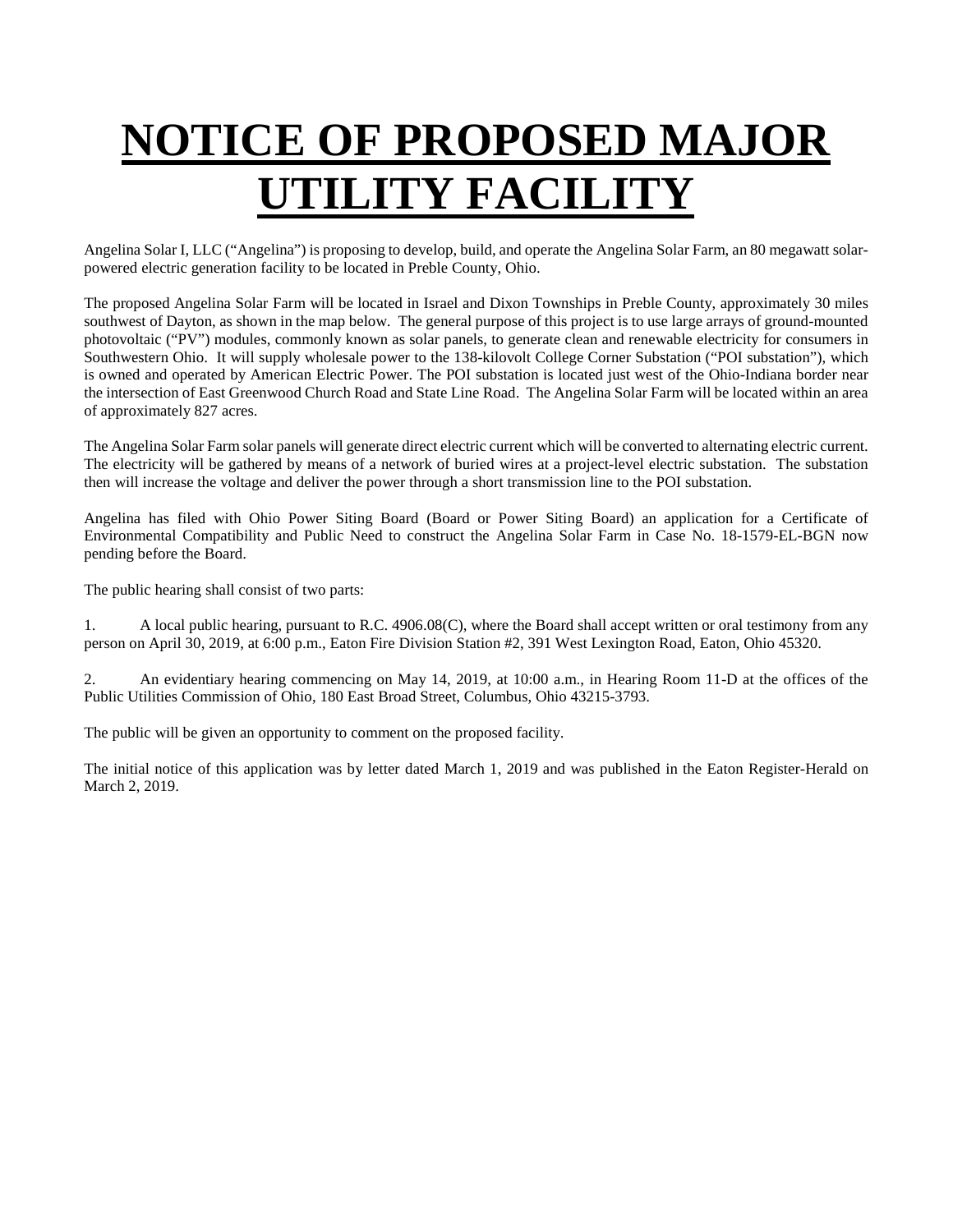# **NOTICE OF PROPOSED MAJOR UTILITY FACILITY**

Angelina Solar I, LLC ("Angelina") is proposing to develop, build, and operate the Angelina Solar Farm, an 80 megawatt solar-powered electric generation facility to be located in Preble County, Ohio.

The proposed Angelina Solar Farm will be located in Israel and Dixon Townships in Preble County, approximately 30 miles southwest of Dayton, as shown in the map below. The general purpose of this project is to use large arrays of ground-mounted photovoltaic ("PV") modules, commonly known as solar panels, to generate clean and renewable electricity for consumers in Southwestern Ohio. It will supply wholesale power to the 138-kilovolt College Corner Substation ("POI substation"), which is owned and operated by American Electric Power. The POI substation is located just west of the Ohio-Indiana border near the intersection of East Greenwood Church Road and State Line Road. The Angelina Solar Farm will be located within an area of approximately 827 acres.

The Angelina Solar Farm solar panels will generate direct electric current which will be converted to alternating electric current. The electricity will be gathered by means of a network of buried wires at a project-level electric substation. The substation then will increase the voltage and deliver the power through a short transmission line to the POI substation.

Angelina has filed with Ohio Power Siting Board (Board or Power Siting Board) an application for a Certificate of Environmental Compatibility and Public Need to construct the Angelina Solar Farm in Case No. 18-1579-EL-BGN now pending before the Board.

The public hearing shall consist of two parts:

1. A local public hearing, pursuant to R.C. 4906.08(C), where the Board shall accept written or oral testimony from any person on April 30, 2019, at 6:00 p.m., Eaton Fire Division Station #2, 391 West Lexington Road, Eaton, Ohio 45320.

2. An evidentiary hearing commencing on May 14, 2019, at 10:00 a.m., in Hearing Room 11-D at the offices of the Public Utilities Commission of Ohio, 180 East Broad Street, Columbus, Ohio 43215-3793.

The public will be given an opportunity to comment on the proposed facility.

The initial notice of this application was by letter dated March 1, 2019 and was published in the Eaton Register-Herald on March 2, 2019.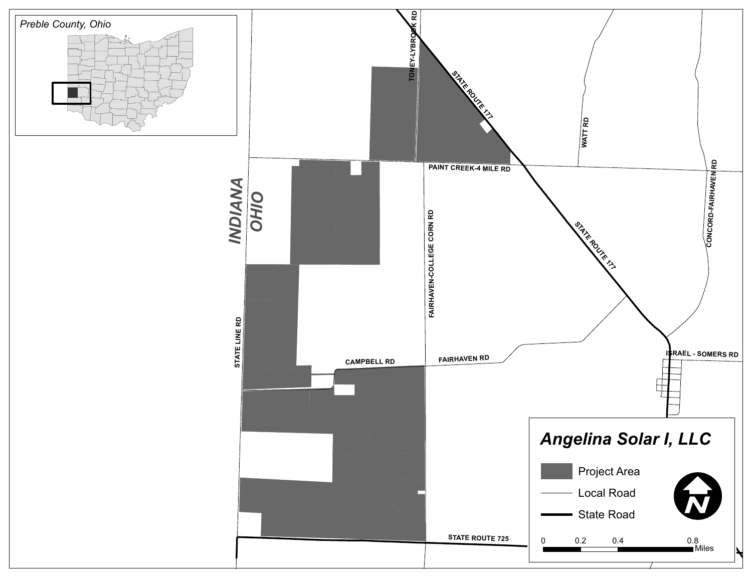Preble County, Ohio

INDIANA

OHIO

TONEY-LYBROOK RD

STATE ROUTE 177

WATT RD

PAINT CREEK-4 MILE RD

CONCORD-FAIRHAVEN RD

FAIRHAVEN-COLLEGE CORN RD

STATE ROUTE 177

STATE LINE RD

CAMPBELL RD

FAIRHAVEN RD

ISRAEL - SOMERS RD

STATE ROUTE 725

# Angelina Solar I, LLC

- Project Area
- Local Road
- State Road

0 0.2 0.4 0.8 Miles

N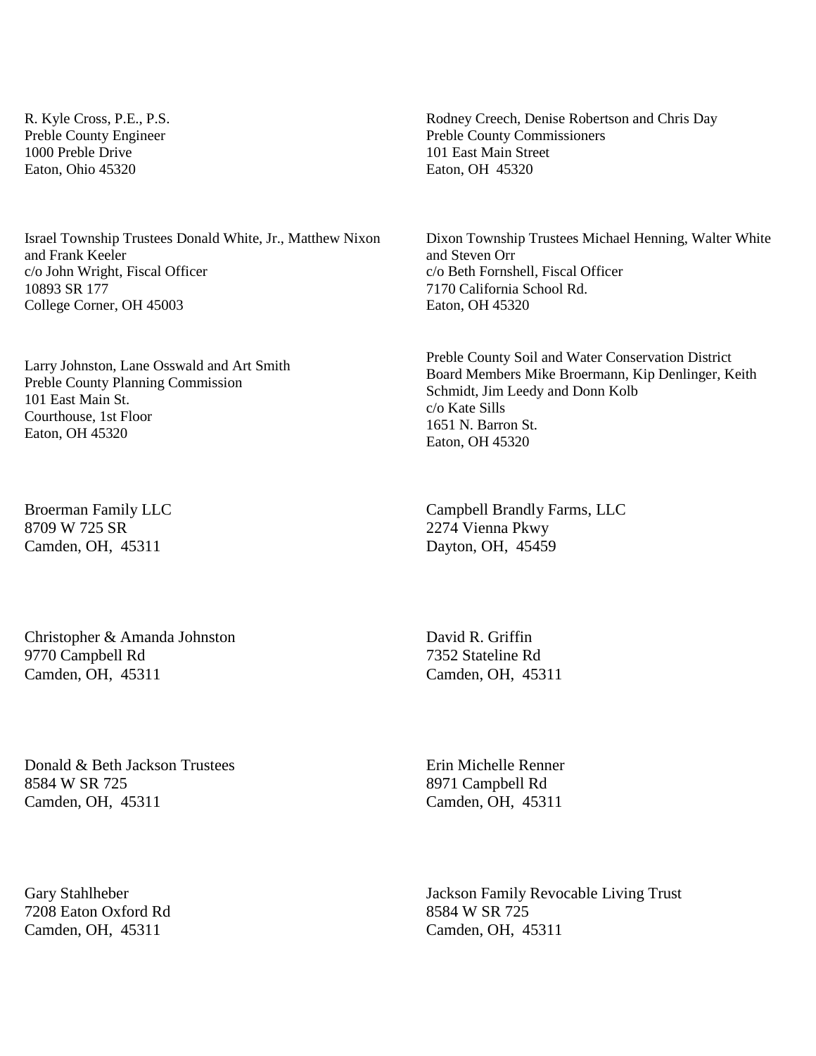R. Kyle Cross, P.E., P.S.
Preble County Engineer
1000 Preble Drive
Eaton, Ohio 45320

Rodney Creech, Denise Robertson and Chris Day
Preble County Commissioners
101 East Main Street
Eaton, OH 45320

Israel Township Trustees Donald White, Jr., Matthew Nixon and Frank Keeler
c/o John Wright, Fiscal Officer
10893 SR 177
College Corner, OH 45003

Dixon Township Trustees Michael Henning, Walter White and Steven Orr
c/o Beth Fornshell, Fiscal Officer
7170 California School Rd.
Eaton, OH 45320

Larry Johnston, Lane Osswald and Art Smith
Preble County Planning Commission
101 East Main St.
Courthouse, 1st Floor
Eaton, OH 45320

Preble County Soil and Water Conservation District Board Members Mike Broermann, Kip Denlinger, Keith Schmidt, Jim Leedy and Donn Kolb
c/o Kate Sills
1651 N. Barron St.
Eaton, OH 45320

Broerman Family LLC
8709 W 725 SR
Camden, OH, 45311

Campbell Brandly Farms, LLC
2274 Vienna Pkwy
Dayton, OH, 45459

Christopher & Amanda Johnston
9770 Campbell Rd
Camden, OH, 45311

David R. Griffin
7352 Stateline Rd
Camden, OH, 45311

Donald & Beth Jackson Trustees
8584 W SR 725
Camden, OH, 45311

Erin Michelle Renner
8971 Campbell Rd
Camden, OH, 45311

Gary Stahlheber
7208 Eaton Oxford Rd
Camden, OH, 45311

Jackson Family Revocable Living Trust
8584 W SR 725
Camden, OH, 45311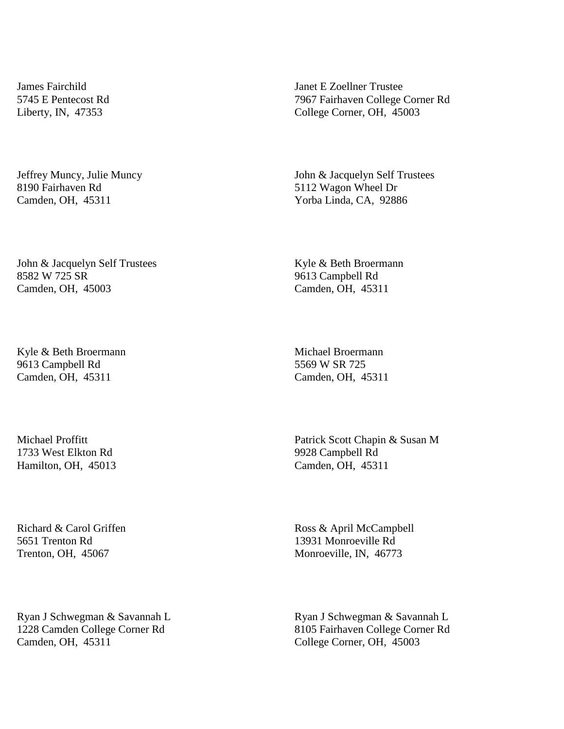James Fairchild
5745 E Pentecost Rd
Liberty, IN,  47353

Janet E Zoellner Trustee
7967 Fairhaven College Corner Rd
College Corner, OH,  45003

Jeffrey Muncy, Julie Muncy
8190 Fairhaven Rd
Camden, OH,  45311

John & Jacquelyn Self Trustees
5112 Wagon Wheel Dr
Yorba Linda, CA,  92886

John & Jacquelyn Self Trustees
8582 W 725 SR
Camden, OH,  45003

Kyle & Beth Broermann
9613 Campbell Rd
Camden, OH,  45311

Kyle & Beth Broermann
9613 Campbell Rd
Camden, OH,  45311

Michael Broermann
5569 W SR 725
Camden, OH,  45311

Michael Proffitt
1733 West Elkton Rd
Hamilton, OH,  45013

Patrick Scott Chapin & Susan M
9928 Campbell Rd
Camden, OH,  45311

Richard & Carol Griffen
5651 Trenton Rd
Trenton, OH,  45067

Ross & April McCampbell
13931 Monroeville Rd
Monroeville, IN,  46773

Ryan J Schwegman & Savannah L
1228 Camden College Corner Rd
Camden, OH,  45311

Ryan J Schwegman & Savannah L
8105 Fairhaven College Corner Rd
College Corner, OH,  45003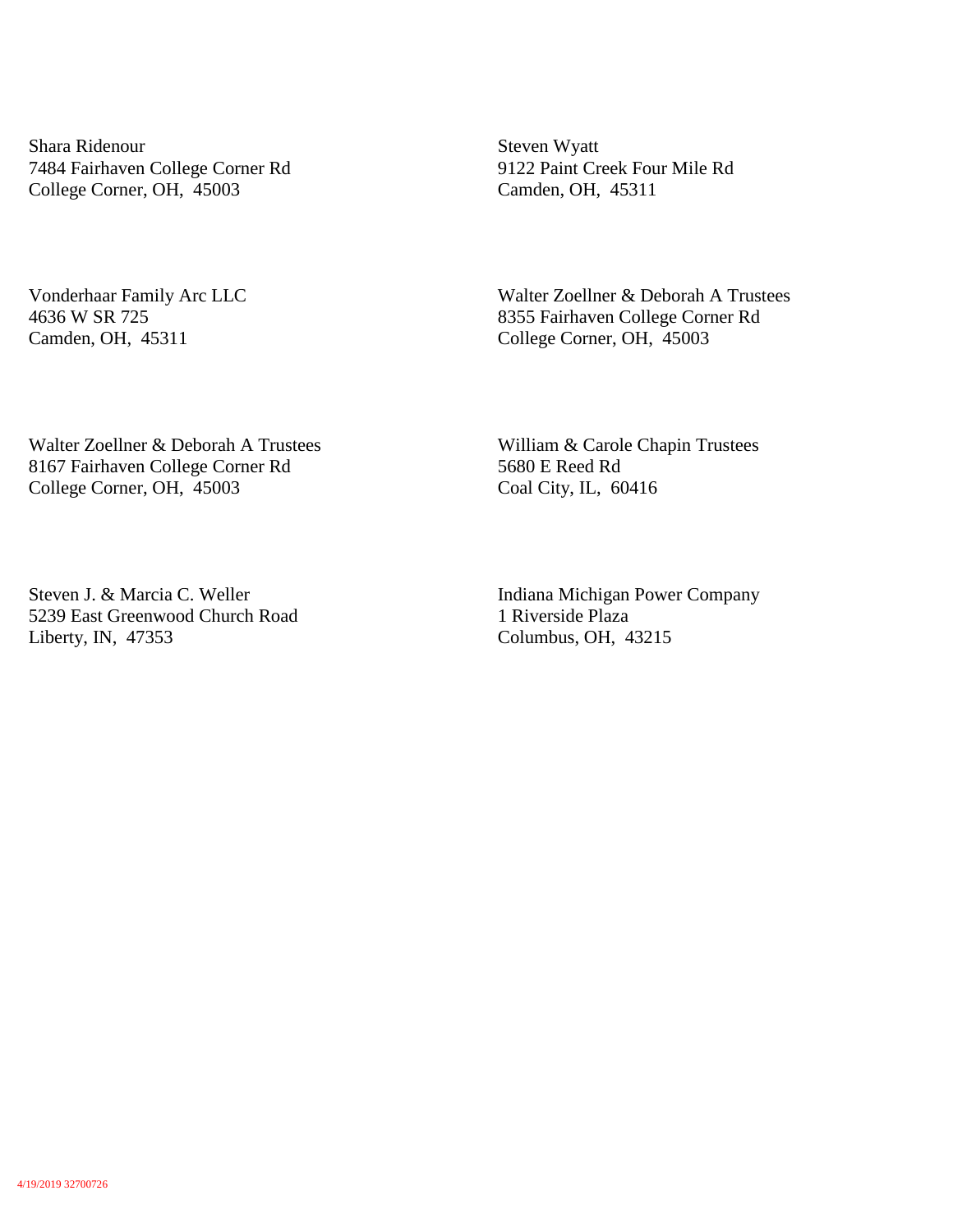Shara Ridenour
7484 Fairhaven College Corner Rd
College Corner, OH, 45003

Steven Wyatt
9122 Paint Creek Four Mile Rd
Camden, OH, 45311

Vonderhaar Family Arc LLC
4636 W SR 725
Camden, OH, 45311

Walter Zoellner & Deborah A Trustees
8355 Fairhaven College Corner Rd
College Corner, OH, 45003

Walter Zoellner & Deborah A Trustees
8167 Fairhaven College Corner Rd
College Corner, OH, 45003

William & Carole Chapin Trustees
5680 E Reed Rd
Coal City, IL, 60416

Steven J. & Marcia C. Weller
5239 East Greenwood Church Road
Liberty, IN, 47353

Indiana Michigan Power Company
1 Riverside Plaza
Columbus, OH, 43215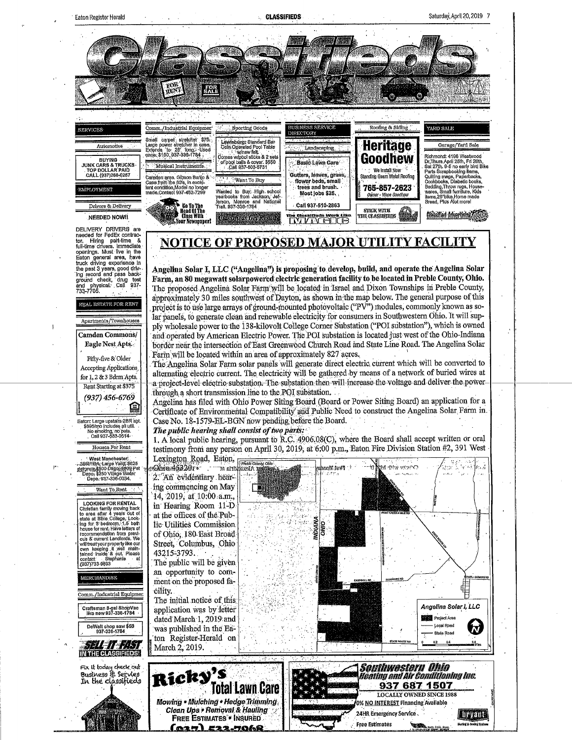# Classifieds

FOR RENT FOR SALE

## SERVICES

### Automotive

BUYING JUNK CARS & TRUCKS · TOP DOLLAR PAID · CALL (937)260-0257

## EMPLOYMENT

### Drivers & Delivery

NEEDED NOW!!

DELIVERY DRIVERS are needed for FedEx contractor. Hiring part-time & full-time drivers. Immediate openings. Must live in the Eaton general area, have truck driving experience in the past 3 years, good driving record and pass background check, drug test and physical. Call 937-733-7705.

## REAL ESTATE FOR RENT

### Apartments/Townhouses

**Camden Commons/ Eagle Nest Apts.**

Fifty-five & Older

Accepting Applications for 1, 2 & 3 Bdrm Apts.

Rent Starting at $375

(937) 456-6769

Eaton: Large upstairs 2BR apt. $595/mo includes all util. No smoking, no pets. Call 937-533-0514.

### Houses For Rent

West Manchester: 3BR/1BA, Large Yard, $625 /mo+dep, $500 Dep, $100 Pet Depo; $250 Village Water Depo. 937-336-0034.

### Want To Rent

LOOKING FOR RENTAL Christian family moving back to area after 4 years out of state at Bible College. Looking for 3 bedroom, 1.5 bath house for rent. Have letters of recommendation from previous & current Landlords. We will treat your property like our own keeping it well maintained inside & out. Please contact Stephanie at (937)733-9893

## MERCHANDISE

### Comm./Industrial Equipment

Craftsman 8-gal ShopVac like new 937-336-1784

DeWalt chop saw $60 937-336-1784

SELL IT FAST IN THE CLASSIFIEDS!

Fix it today check out Business & Service In the classifieds

### Comm./Industrial Equipment

Small carpet stretcher $75. Large power stretcher in case. Extends to 28' long. Used once. $150. 937-336-1784.

### Musical Instruments

Camden area. Gibson Banjo & Case from the 60's, in excellent condition, Model no longer made. Contact 937-452-7299

Go To The Head Of The Class With Your Newspaper!

### Sporting Goods

Lewisburg: Standard Bar Coin Operated Pool Table w/new felt. Comes w/pool sticks & 2 sets of pool balls & cover. $550 Call 937-603-5731

### Want To Buy

Wanted to Buy: High school yearbooks from Jackson, Jefferson, Monroe and National Trail. 937-336-1784

Classifieds Get Results

## BUSINESS SERVICE DIRECTORY

### Landscaping

Basic Lawn Care

Gutters, leaves, grass, flower beds, small trees and brush. Most jobs $25.

Call 937-510-2863

The Classifieds Work Like MAGIC

### Roofing & Siding

**Heritage Goodhew**

We Install Now Standing Seam Metal Roofing

765-857-2623

Owner - Vince Goodhew

STICK WITH THE CLASSIFIEDS

## YARD SALE

### Garage/Yard Sale

Richmond: 4196 Westwood Dr, Thurs April 25th, Fri 26th, Sat 27th. 9-5 no early bird Bike Parts Scrapbooking items, Quilting mags, Paperbacks, Cookbooks, Diabetic books, Bedding, Throw rugs, Housewares, Small furniture, Kids items, 26"bike, Home made Bread, Plus Alot more!

Classified Advertising

# NOTICE OF PROPOSED MAJOR UTILITY FACILITY

**Angelina Solar I, LLC ("Angelina") is proposing to develop, build, and operate the Angelina Solar Farm, an 80 megawatt solarpowered electric generation facility to be located in Preble County, Ohio.** The proposed Angelina Solar Farm will be located in Israel and Dixon Townships in Preble County, approximately 30 miles southwest of Dayton, as shown in the map below. The general purpose of this project is to use large arrays of ground-mounted photovoltaic ("PV") modules, commonly known as solar panels, to generate clean and renewable electricity for consumers in Southwestern Ohio. It will supply wholesale power to the 138-kilovolt College Corner Substation ("POI substation"), which is owned and operated by American Electric Power. The POI substation is located just west of the Ohio-Indiana border near the intersection of East Greenwood Church Road and State Line Road. The Angelina Solar Farm will be located within an area of approximately 827 acres.

The Angelina Solar Farm solar panels will generate direct electric current which will be converted to alternating electric current. The electricity will be gathered by means of a network of buried wires at a project-level electric substation. The substation then will increase the voltage and deliver the power through a short transmission line to the POI substation.

Angelina has filed with Ohio Power Siting Board (Board or Power Siting Board) an application for a Certificate of Environmental Compatibility and Public Need to construct the Angelina Solar Farm in Case No. 18-1579-EL-BGN now pending before the Board.

***The public hearing shall consist of two parts:***

1. A local public hearing, pursuant to R.C. 4906.08(C), where the Board shall accept written or oral testimony from any person on April 30, 2019, at 6:00 p.m., Eaton Fire Division Station #2, 391 West Lexington Road, Eaton, Ohio 45320.

2. An evidentiary hearing commencing on May 14, 2019, at 10:00 a.m., in Hearing Room 11-D at the offices of the Public Utilities Commission of Ohio, 180 East Broad Street, Columbus, Ohio 43215-3793.

The public will be given an opportunity to comment on the proposed facility.

The initial notice of this application was by letter dated March 1, 2019 and was published in the Eaton Register-Herald on March 2, 2019.

Angelina Solar I, LLC — Project Area; Local Road; State Road

**Ricky's Total Lawn Care**

Mowing • Mulching • Hedge Trimming

Clean Ups • Removal & Hauling

FREE ESTIMATES • INSURED

(937) 533-7068

**Southwestern Ohio Heating and Air Conditioning Inc.**

937 687 1507

LOCALLY OWNED SINCE 1988

0% NO INTEREST Financing Available

24HR Emergency Service

Free Estimates

bryant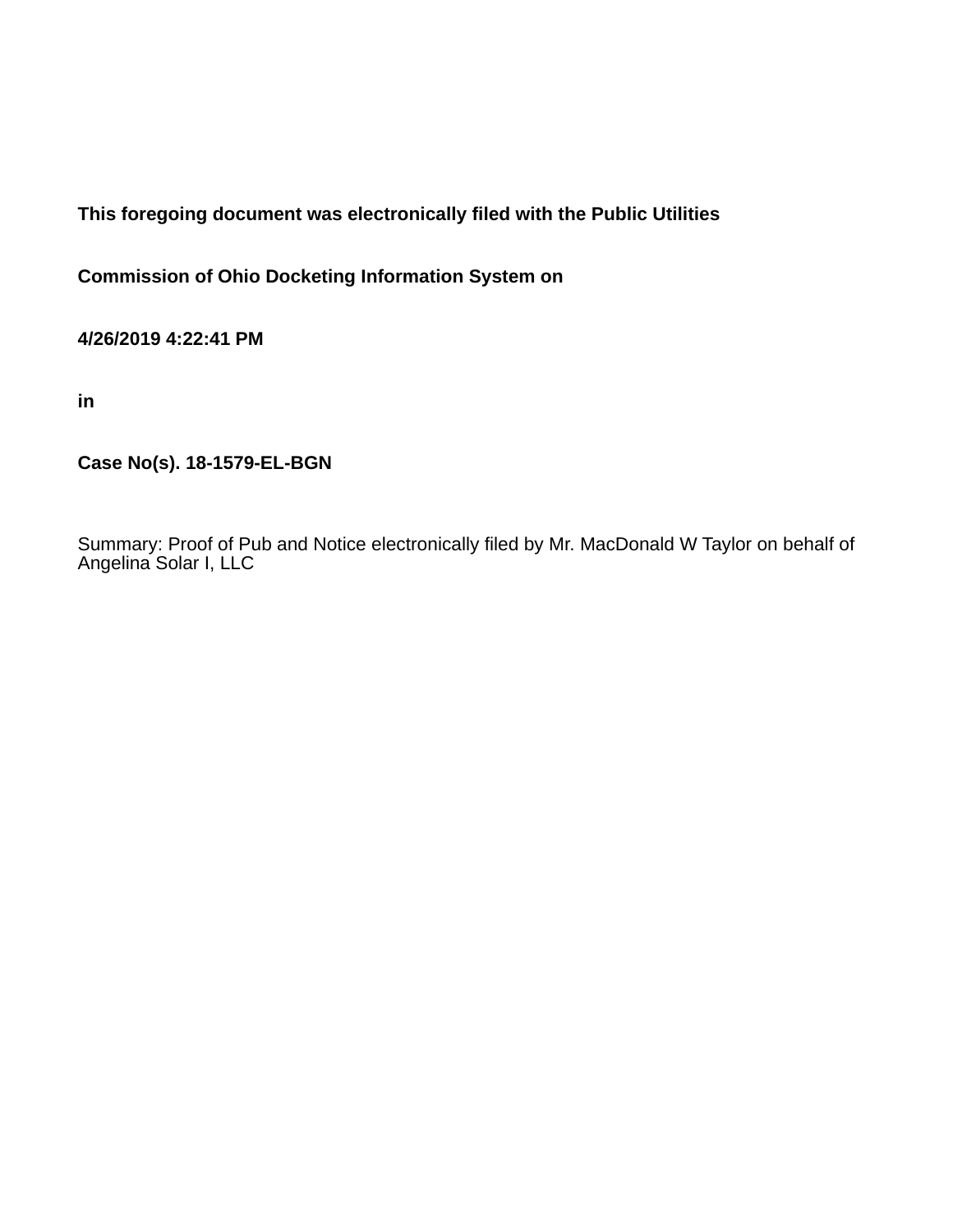**This foregoing document was electronically filed with the Public Utilities**

**Commission of Ohio Docketing Information System on**

**4/26/2019 4:22:41 PM**

**in**

**Case No(s). 18-1579-EL-BGN**

Summary: Proof of Pub and Notice electronically filed by Mr. MacDonald W Taylor on behalf of Angelina Solar I, LLC